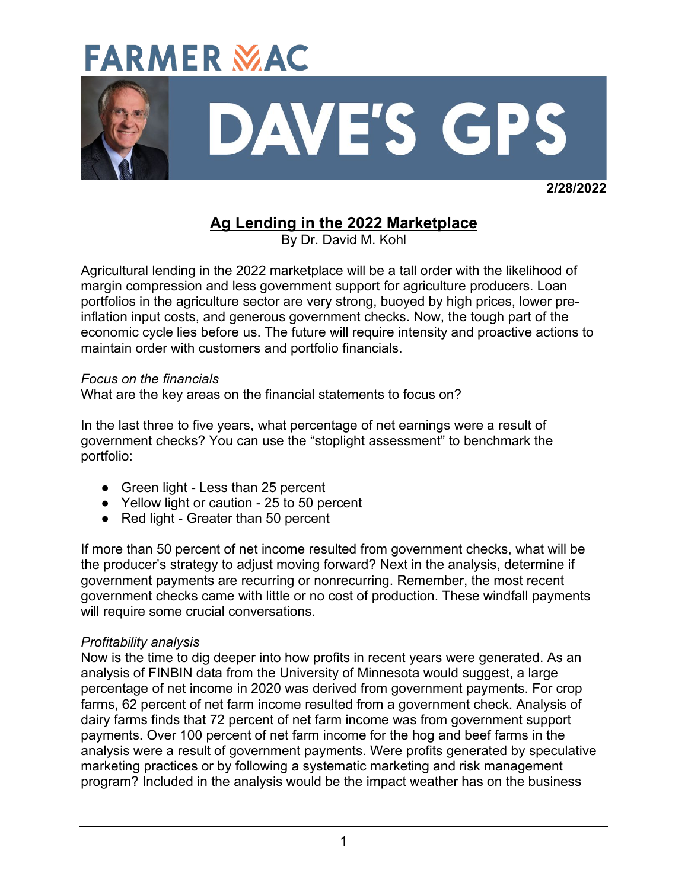# FARMER MAC

# DAVE'S GPS

**2/28/2022**

## Ag Lending in the 2022 Marketplace

By Dr. David M. Kohl

Agricultural lending in the 2022 marketplace will be a tall order with the likelihood of margin compression and less government support for agriculture producers. Loan portfolios in the agriculture sector are very strong, buoyed by high prices, lower pre-inflation input costs, and generous government checks. Now, the tough part of the economic cycle lies before us. The future will require intensity and proactive actions to maintain order with customers and portfolio financials.

*Focus on the financials*

What are the key areas on the financial statements to focus on?

In the last three to five years, what percentage of net earnings were a result of government checks? You can use the "stoplight assessment" to benchmark the portfolio:

- Green light - Less than 25 percent
- Yellow light or caution - 25 to 50 percent
- Red light - Greater than 50 percent

If more than 50 percent of net income resulted from government checks, what will be the producer's strategy to adjust moving forward? Next in the analysis, determine if government payments are recurring or nonrecurring. Remember, the most recent government checks came with little or no cost of production. These windfall payments will require some crucial conversations.

*Profitability analysis*

Now is the time to dig deeper into how profits in recent years were generated. As an analysis of FINBIN data from the University of Minnesota would suggest, a large percentage of net income in 2020 was derived from government payments. For crop farms, 62 percent of net farm income resulted from a government check. Analysis of dairy farms finds that 72 percent of net farm income was from government support payments. Over 100 percent of net farm income for the hog and beef farms in the analysis were a result of government payments. Were profits generated by speculative marketing practices or by following a systematic marketing and risk management program? Included in the analysis would be the impact weather has on the business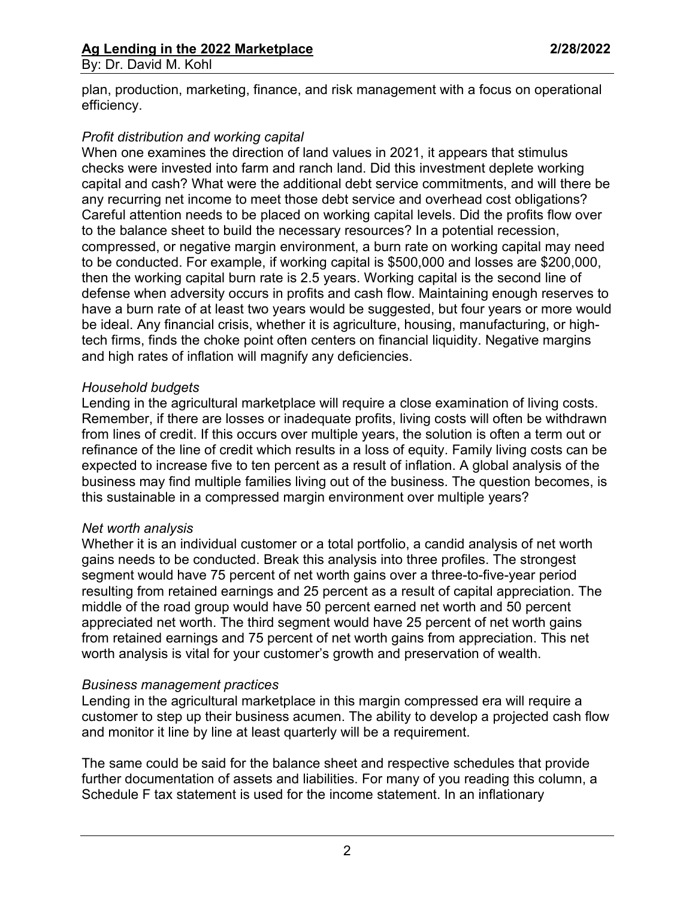plan, production, marketing, finance, and risk management with a focus on operational efficiency.

*Profit distribution and working capital*
When one examines the direction of land values in 2021, it appears that stimulus checks were invested into farm and ranch land. Did this investment deplete working capital and cash? What were the additional debt service commitments, and will there be any recurring net income to meet those debt service and overhead cost obligations? Careful attention needs to be placed on working capital levels. Did the profits flow over to the balance sheet to build the necessary resources? In a potential recession, compressed, or negative margin environment, a burn rate on working capital may need to be conducted. For example, if working capital is $500,000 and losses are $200,000, then the working capital burn rate is 2.5 years. Working capital is the second line of defense when adversity occurs in profits and cash flow. Maintaining enough reserves to have a burn rate of at least two years would be suggested, but four years or more would be ideal. Any financial crisis, whether it is agriculture, housing, manufacturing, or high-tech firms, finds the choke point often centers on financial liquidity. Negative margins and high rates of inflation will magnify any deficiencies.

*Household budgets*
Lending in the agricultural marketplace will require a close examination of living costs. Remember, if there are losses or inadequate profits, living costs will often be withdrawn from lines of credit. If this occurs over multiple years, the solution is often a term out or refinance of the line of credit which results in a loss of equity. Family living costs can be expected to increase five to ten percent as a result of inflation. A global analysis of the business may find multiple families living out of the business. The question becomes, is this sustainable in a compressed margin environment over multiple years?

*Net worth analysis*
Whether it is an individual customer or a total portfolio, a candid analysis of net worth gains needs to be conducted. Break this analysis into three profiles. The strongest segment would have 75 percent of net worth gains over a three-to-five-year period resulting from retained earnings and 25 percent as a result of capital appreciation. The middle of the road group would have 50 percent earned net worth and 50 percent appreciated net worth. The third segment would have 25 percent of net worth gains from retained earnings and 75 percent of net worth gains from appreciation. This net worth analysis is vital for your customer's growth and preservation of wealth.

*Business management practices*
Lending in the agricultural marketplace in this margin compressed era will require a customer to step up their business acumen. The ability to develop a projected cash flow and monitor it line by line at least quarterly will be a requirement.

The same could be said for the balance sheet and respective schedules that provide further documentation of assets and liabilities. For many of you reading this column, a Schedule F tax statement is used for the income statement. In an inflationary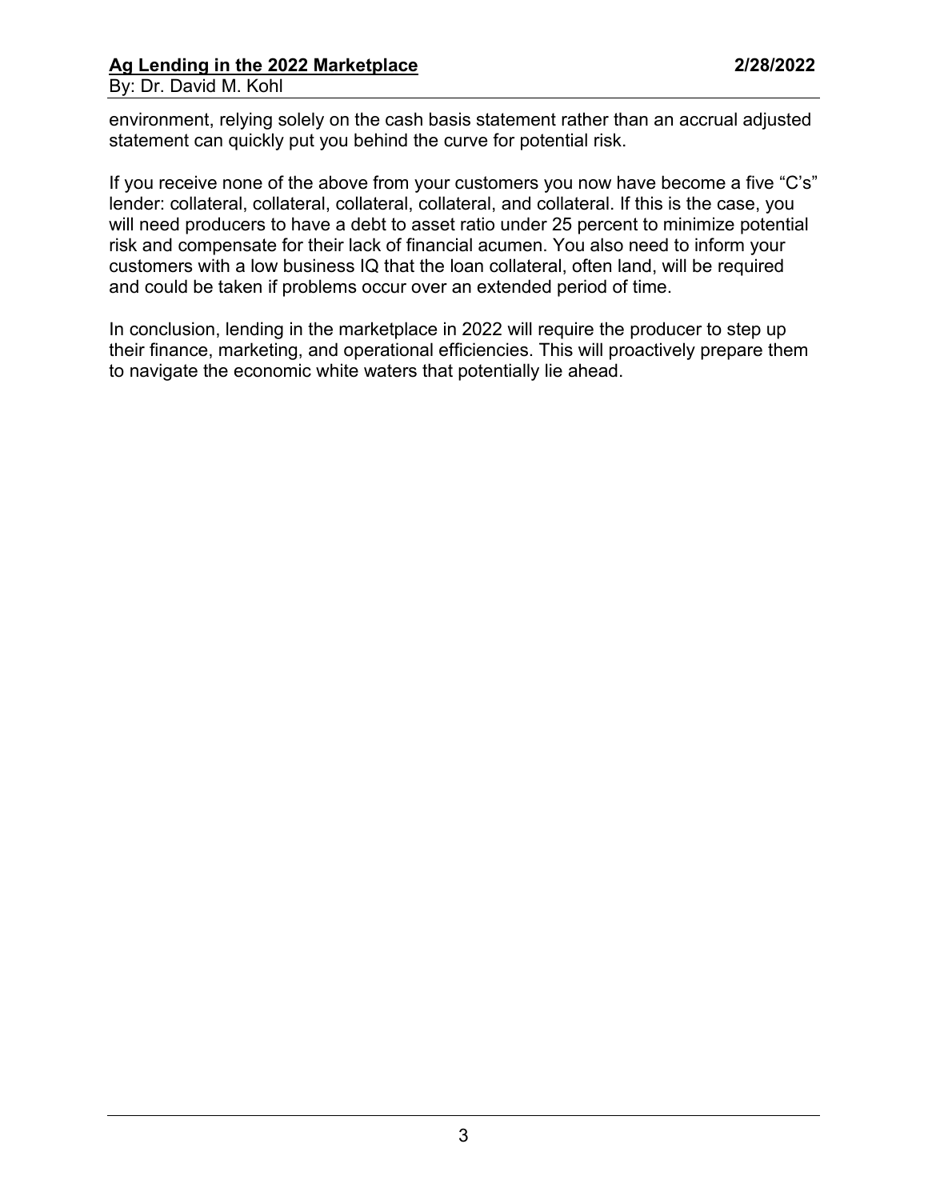environment, relying solely on the cash basis statement rather than an accrual adjusted statement can quickly put you behind the curve for potential risk.

If you receive none of the above from your customers you now have become a five "C's" lender: collateral, collateral, collateral, collateral, and collateral. If this is the case, you will need producers to have a debt to asset ratio under 25 percent to minimize potential risk and compensate for their lack of financial acumen. You also need to inform your customers with a low business IQ that the loan collateral, often land, will be required and could be taken if problems occur over an extended period of time.

In conclusion, lending in the marketplace in 2022 will require the producer to step up their finance, marketing, and operational efficiencies. This will proactively prepare them to navigate the economic white waters that potentially lie ahead.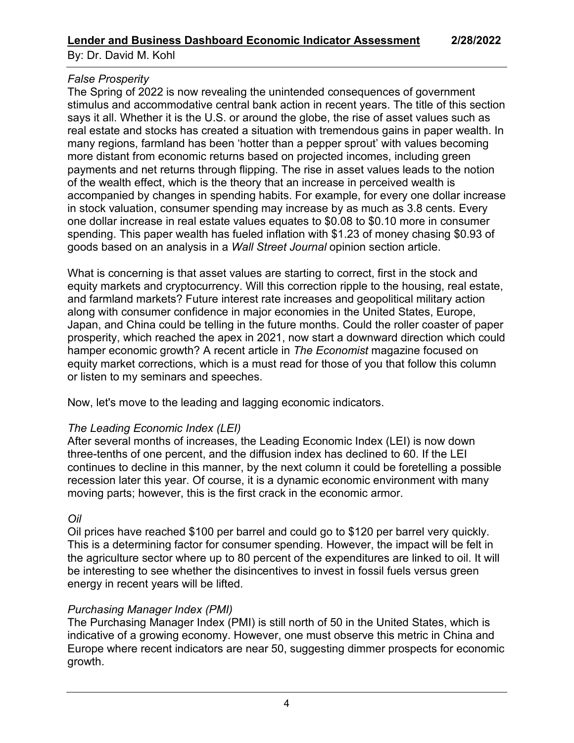*False Prosperity*

The Spring of 2022 is now revealing the unintended consequences of government stimulus and accommodative central bank action in recent years. The title of this section says it all. Whether it is the U.S. or around the globe, the rise of asset values such as real estate and stocks has created a situation with tremendous gains in paper wealth. In many regions, farmland has been 'hotter than a pepper sprout' with values becoming more distant from economic returns based on projected incomes, including green payments and net returns through flipping. The rise in asset values leads to the notion of the wealth effect, which is the theory that an increase in perceived wealth is accompanied by changes in spending habits. For example, for every one dollar increase in stock valuation, consumer spending may increase by as much as 3.8 cents. Every one dollar increase in real estate values equates to $0.08 to $0.10 more in consumer spending. This paper wealth has fueled inflation with $1.23 of money chasing $0.93 of goods based on an analysis in a *Wall Street Journal* opinion section article.

What is concerning is that asset values are starting to correct, first in the stock and equity markets and cryptocurrency. Will this correction ripple to the housing, real estate, and farmland markets? Future interest rate increases and geopolitical military action along with consumer confidence in major economies in the United States, Europe, Japan, and China could be telling in the future months. Could the roller coaster of paper prosperity, which reached the apex in 2021, now start a downward direction which could hamper economic growth? A recent article in *The Economist* magazine focused on equity market corrections, which is a must read for those of you that follow this column or listen to my seminars and speeches.

Now, let's move to the leading and lagging economic indicators.

*The Leading Economic Index (LEI)*

After several months of increases, the Leading Economic Index (LEI) is now down three-tenths of one percent, and the diffusion index has declined to 60. If the LEI continues to decline in this manner, by the next column it could be foretelling a possible recession later this year. Of course, it is a dynamic economic environment with many moving parts; however, this is the first crack in the economic armor.

*Oil*

Oil prices have reached $100 per barrel and could go to $120 per barrel very quickly. This is a determining factor for consumer spending. However, the impact will be felt in the agriculture sector where up to 80 percent of the expenditures are linked to oil. It will be interesting to see whether the disincentives to invest in fossil fuels versus green energy in recent years will be lifted.

*Purchasing Manager Index (PMI)*

The Purchasing Manager Index (PMI) is still north of 50 in the United States, which is indicative of a growing economy. However, one must observe this metric in China and Europe where recent indicators are near 50, suggesting dimmer prospects for economic growth.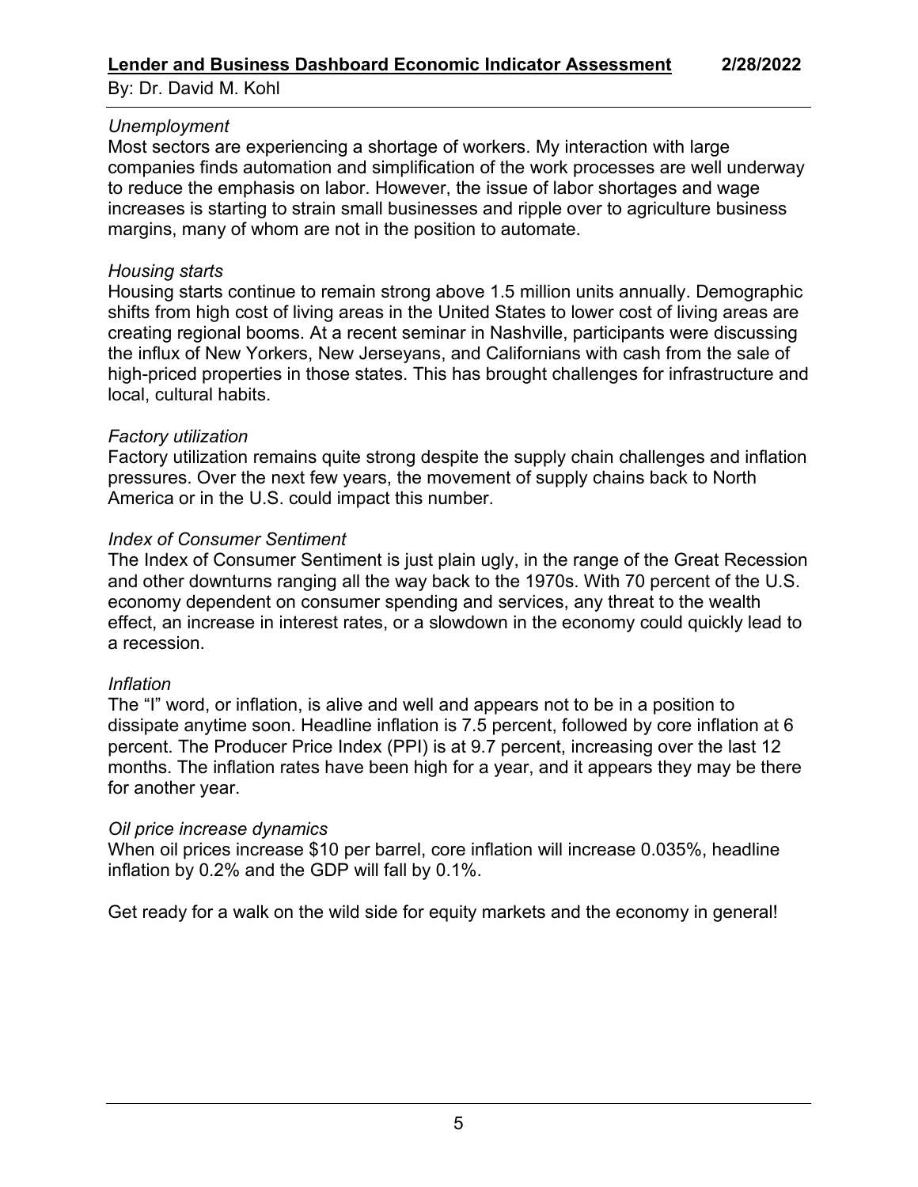*Unemployment*

Most sectors are experiencing a shortage of workers. My interaction with large companies finds automation and simplification of the work processes are well underway to reduce the emphasis on labor. However, the issue of labor shortages and wage increases is starting to strain small businesses and ripple over to agriculture business margins, many of whom are not in the position to automate.

*Housing starts*

Housing starts continue to remain strong above 1.5 million units annually. Demographic shifts from high cost of living areas in the United States to lower cost of living areas are creating regional booms. At a recent seminar in Nashville, participants were discussing the influx of New Yorkers, New Jerseyans, and Californians with cash from the sale of high-priced properties in those states. This has brought challenges for infrastructure and local, cultural habits.

*Factory utilization*

Factory utilization remains quite strong despite the supply chain challenges and inflation pressures. Over the next few years, the movement of supply chains back to North America or in the U.S. could impact this number.

*Index of Consumer Sentiment*

The Index of Consumer Sentiment is just plain ugly, in the range of the Great Recession and other downturns ranging all the way back to the 1970s. With 70 percent of the U.S. economy dependent on consumer spending and services, any threat to the wealth effect, an increase in interest rates, or a slowdown in the economy could quickly lead to a recession.

*Inflation*

The "I" word, or inflation, is alive and well and appears not to be in a position to dissipate anytime soon. Headline inflation is 7.5 percent, followed by core inflation at 6 percent. The Producer Price Index (PPI) is at 9.7 percent, increasing over the last 12 months. The inflation rates have been high for a year, and it appears they may be there for another year.

*Oil price increase dynamics*

When oil prices increase $10 per barrel, core inflation will increase 0.035%, headline inflation by 0.2% and the GDP will fall by 0.1%.

Get ready for a walk on the wild side for equity markets and the economy in general!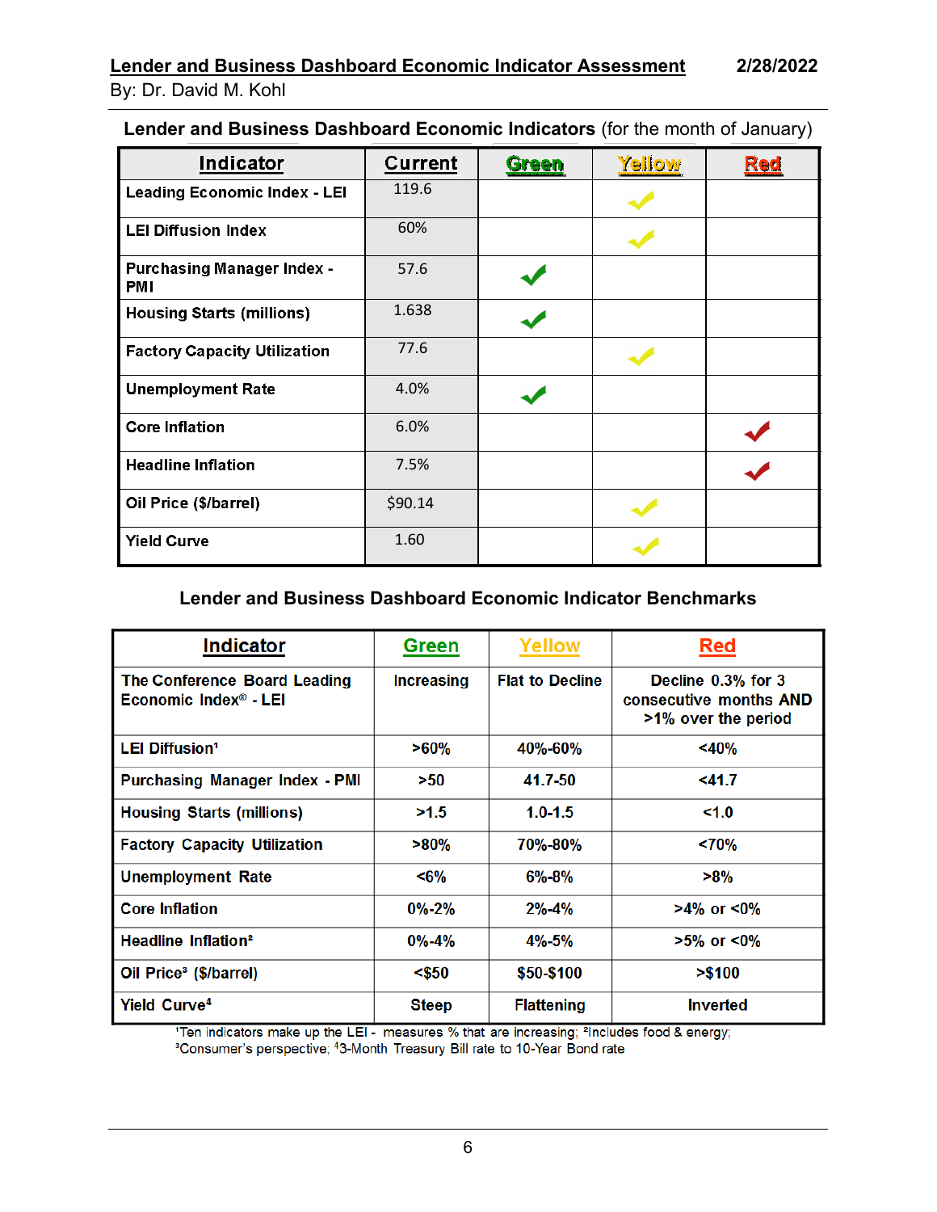**Lender and Business Dashboard Economic Indicator Assessment** **2/28/2022**

By: Dr. David M. Kohl

**Lender and Business Dashboard Economic Indicators** (for the month of January)

| Indicator | Current | Green | Yellow | Red |
|---|---|---|---|---|
| Leading Economic Index - LEI | 119.6 | | ✓ | |
| LEI Diffusion Index | 60% | | ✓ | |
| Purchasing Manager Index - PMI | 57.6 | ✓ | | |
| Housing Starts (millions) | 1.638 | ✓ | | |
| Factory Capacity Utilization | 77.6 | | ✓ | |
| Unemployment Rate | 4.0% | ✓ | | |
| Core Inflation | 6.0% | | | ✓ |
| Headline Inflation | 7.5% | | | ✓ |
| Oil Price ($/barrel) | $90.14 | | ✓ | |
| Yield Curve | 1.60 | | ✓ | |

**Lender and Business Dashboard Economic Indicator Benchmarks**

| Indicator | Green | Yellow | Red |
|---|---|---|---|
| The Conference Board Leading Economic Index® - LEI | Increasing | Flat to Decline | Decline 0.3% for 3 consecutive months AND >1% over the period |
| LEI Diffusion[1] | >60% | 40%-60% | <40% |
| Purchasing Manager Index - PMI | >50 | 41.7-50 | <41.7 |
| Housing Starts (millions) | >1.5 | 1.0-1.5 | <1.0 |
| Factory Capacity Utilization | >80% | 70%-80% | <70% |
| Unemployment Rate | <6% | 6%-8% | >8% |
| Core Inflation | 0%-2% | 2%-4% | >4% or <0% |
| Headline Inflation[2] | 0%-4% | 4%-5% | >5% or <0% |
| Oil Price[3] ($/barrel) | <$50 | $50-$100 | >$100 |
| Yield Curve[4] | Steep | Flattening | Inverted |

[1]Ten indicators make up the LEI - measures % that are increasing; [2]Includes food & energy; [3]Consumer's perspective; [4]3-Month Treasury Bill rate to 10-Year Bond rate